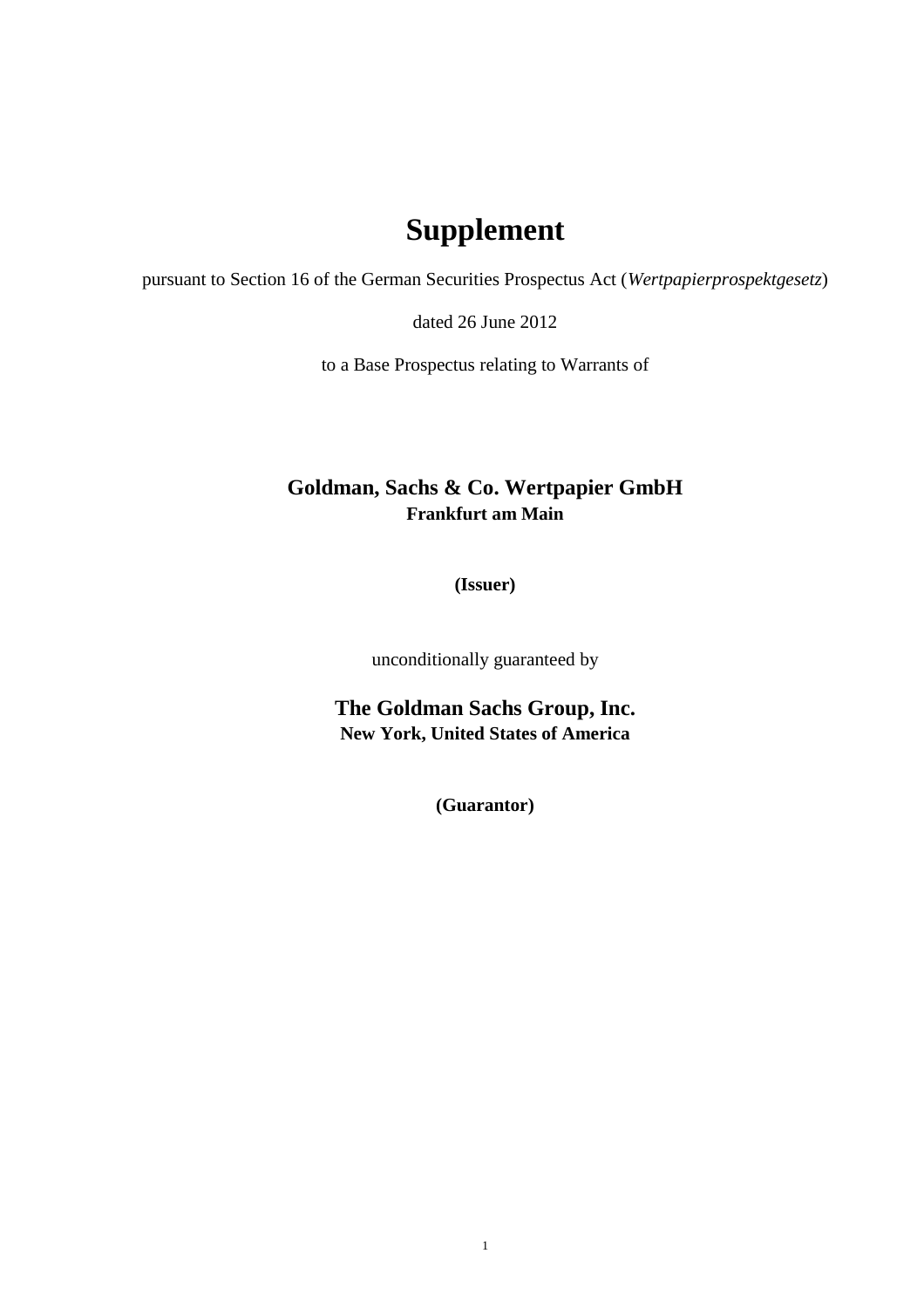# Supplement

pursuant to Section 16 of the German Securities Prospectus Act (*Wertpapierprospektgesetz*)

dated 26 June 2012

to a Base Prospectus relating to Warrants of

**Goldman, Sachs & Co. Wertpapier GmbH**
**Frankfurt am Main**

**(Issuer)**

unconditionally guaranteed by

**The Goldman Sachs Group, Inc.**
**New York, United States of America**

**(Guarantor)**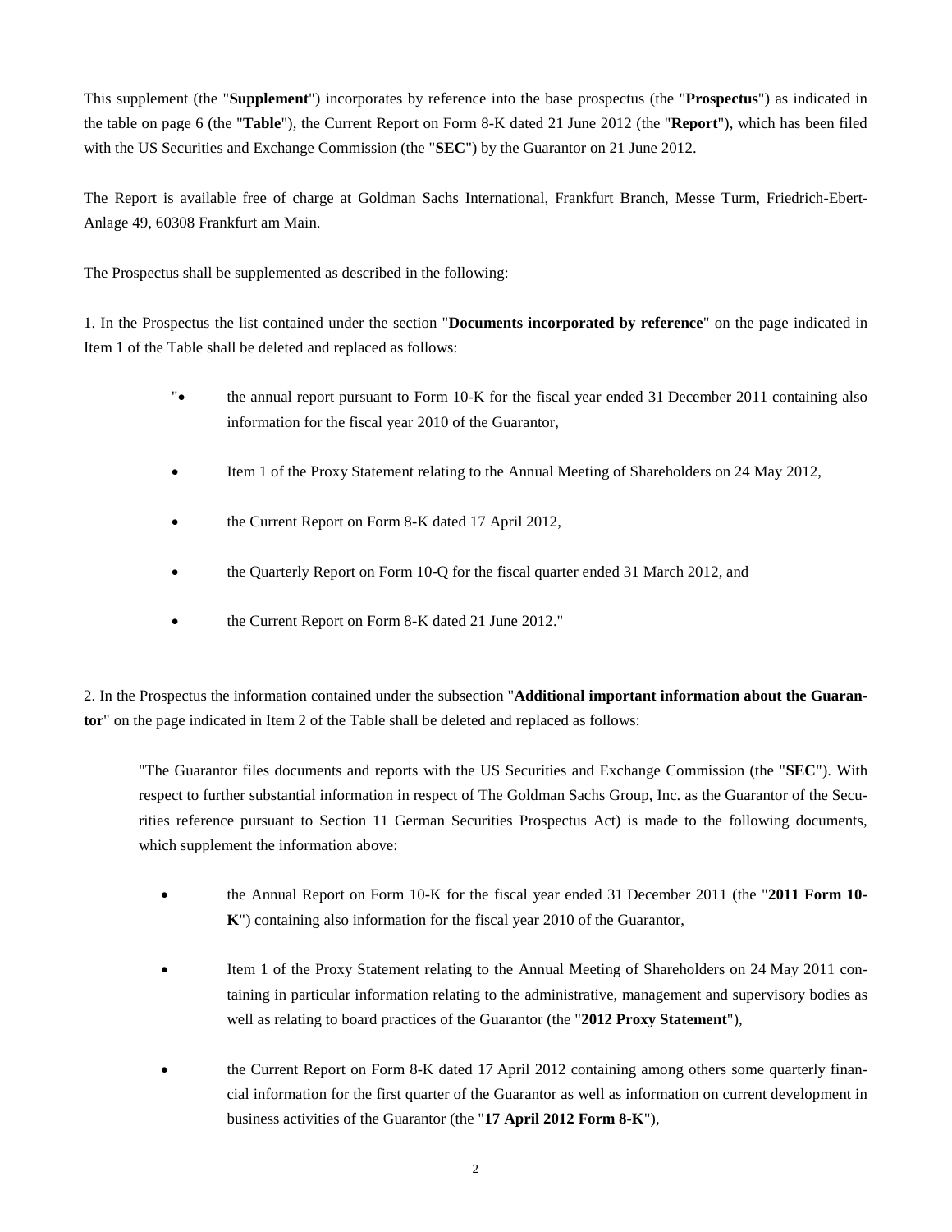This supplement (the "**Supplement**") incorporates by reference into the base prospectus (the "**Prospectus**") as indicated in the table on page 6 (the "**Table**"), the Current Report on Form 8-K dated 21 June 2012 (the "**Report**"), which has been filed with the US Securities and Exchange Commission (the "**SEC**") by the Guarantor on 21 June 2012.

The Report is available free of charge at Goldman Sachs International, Frankfurt Branch, Messe Turm, Friedrich-Ebert-Anlage 49, 60308 Frankfurt am Main.

The Prospectus shall be supplemented as described in the following:

1. In the Prospectus the list contained under the section "**Documents incorporated by reference**" on the page indicated in Item 1 of the Table shall be deleted and replaced as follows:

> "• the annual report pursuant to Form 10-K for the fiscal year ended 31 December 2011 containing also information for the fiscal year 2010 of the Guarantor,
>
> • Item 1 of the Proxy Statement relating to the Annual Meeting of Shareholders on 24 May 2012,
>
> • the Current Report on Form 8-K dated 17 April 2012,
>
> • the Quarterly Report on Form 10-Q for the fiscal quarter ended 31 March 2012, and
>
> • the Current Report on Form 8-K dated 21 June 2012."

2. In the Prospectus the information contained under the subsection "**Additional important information about the Guarantor**" on the page indicated in Item 2 of the Table shall be deleted and replaced as follows:

> "The Guarantor files documents and reports with the US Securities and Exchange Commission (the "**SEC**"). With respect to further substantial information in respect of The Goldman Sachs Group, Inc. as the Guarantor of the Securities reference pursuant to Section 11 German Securities Prospectus Act) is made to the following documents, which supplement the information above:
>
> • the Annual Report on Form 10-K for the fiscal year ended 31 December 2011 (the "**2011 Form 10-K**") containing also information for the fiscal year 2010 of the Guarantor,
>
> • Item 1 of the Proxy Statement relating to the Annual Meeting of Shareholders on 24 May 2011 containing in particular information relating to the administrative, management and supervisory bodies as well as relating to board practices of the Guarantor (the "**2012 Proxy Statement**"),
>
> • the Current Report on Form 8-K dated 17 April 2012 containing among others some quarterly financial information for the first quarter of the Guarantor as well as information on current development in business activities of the Guarantor (the "**17 April 2012 Form 8-K**"),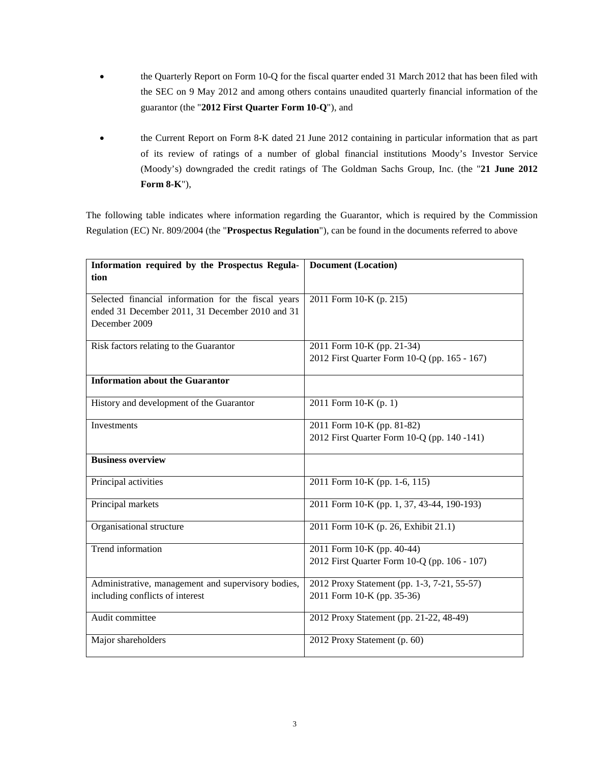- the Quarterly Report on Form 10-Q for the fiscal quarter ended 31 March 2012 that has been filed with the SEC on 9 May 2012 and among others contains unaudited quarterly financial information of the guarantor (the "**2012 First Quarter Form 10-Q**"), and

- the Current Report on Form 8-K dated 21 June 2012 containing in particular information that as part of its review of ratings of a number of global financial institutions Moody's Investor Service (Moody's) downgraded the credit ratings of The Goldman Sachs Group, Inc. (the "**21 June 2012 Form 8-K**"),

The following table indicates where information regarding the Guarantor, which is required by the Commission Regulation (EC) Nr. 809/2004 (the "**Prospectus Regulation**"), can be found in the documents referred to above

| **Information required by the Prospectus Regulation** | **Document (Location)** |
|---|---|
| Selected financial information for the fiscal years ended 31 December 2011, 31 December 2010 and 31 December 2009 | 2011 Form 10-K (p. 215) |
| Risk factors relating to the Guarantor | 2011 Form 10-K (pp. 21-34)<br>2012 First Quarter Form 10-Q (pp. 165 - 167) |
| **Information about the Guarantor** | |
| History and development of the Guarantor | 2011 Form 10-K (p. 1) |
| Investments | 2011 Form 10-K (pp. 81-82)<br>2012 First Quarter Form 10-Q (pp. 140 -141) |
| **Business overview** | |
| Principal activities | 2011 Form 10-K (pp. 1-6, 115) |
| Principal markets | 2011 Form 10-K (pp. 1, 37, 43-44, 190-193) |
| Organisational structure | 2011 Form 10-K (p. 26, Exhibit 21.1) |
| Trend information | 2011 Form 10-K (pp. 40-44)<br>2012 First Quarter Form 10-Q (pp. 106 - 107) |
| Administrative, management and supervisory bodies, including conflicts of interest | 2012 Proxy Statement (pp. 1-3, 7-21, 55-57)<br>2011 Form 10-K (pp. 35-36) |
| Audit committee | 2012 Proxy Statement (pp. 21-22, 48-49) |
| Major shareholders | 2012 Proxy Statement (p. 60) |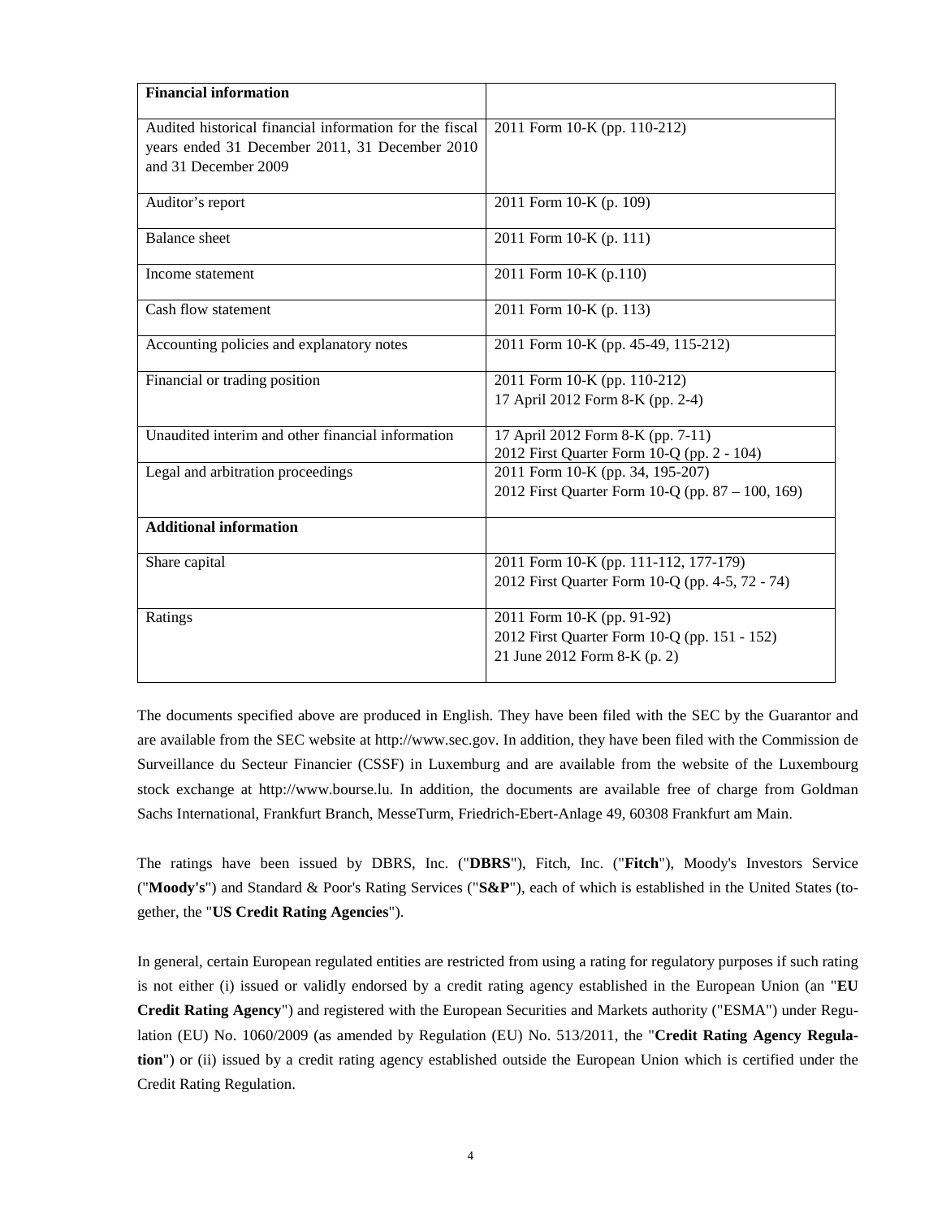| **Financial information** | |
|---|---|
| Audited historical financial information for the fiscal years ended 31 December 2011, 31 December 2010 and 31 December 2009 | 2011 Form 10-K (pp. 110-212) |
| Auditor's report | 2011 Form 10-K (p. 109) |
| Balance sheet | 2011 Form 10-K (p. 111) |
| Income statement | 2011 Form 10-K (p.110) |
| Cash flow statement | 2011 Form 10-K (p. 113) |
| Accounting policies and explanatory notes | 2011 Form 10-K (pp. 45-49, 115-212) |
| Financial or trading position | 2011 Form 10-K (pp. 110-212)<br>17 April 2012 Form 8-K (pp. 2-4) |
| Unaudited interim and other financial information | 17 April 2012 Form 8-K (pp. 7-11)<br>2012 First Quarter Form 10-Q (pp. 2 - 104) |
| Legal and arbitration proceedings | 2011 Form 10-K (pp. 34, 195-207)<br>2012 First Quarter Form 10-Q (pp. 87 – 100, 169) |
| **Additional information** | |
| Share capital | 2011 Form 10-K (pp. 111-112, 177-179)<br>2012 First Quarter Form 10-Q (pp. 4-5, 72 - 74) |
| Ratings | 2011 Form 10-K (pp. 91-92)<br>2012 First Quarter Form 10-Q (pp. 151 - 152)<br>21 June 2012 Form 8-K (p. 2) |

The documents specified above are produced in English. They have been filed with the SEC by the Guarantor and are available from the SEC website at http://www.sec.gov. In addition, they have been filed with the Commission de Surveillance du Secteur Financier (CSSF) in Luxemburg and are available from the website of the Luxembourg stock exchange at http://www.bourse.lu. In addition, the documents are available free of charge from Goldman Sachs International, Frankfurt Branch, MesseTurm, Friedrich-Ebert-Anlage 49, 60308 Frankfurt am Main.

The ratings have been issued by DBRS, Inc. ("**DBRS**"), Fitch, Inc. ("**Fitch**"), Moody's Investors Service ("**Moody's**") and Standard & Poor's Rating Services ("**S&P**"), each of which is established in the United States (together, the "**US Credit Rating Agencies**").

In general, certain European regulated entities are restricted from using a rating for regulatory purposes if such rating is not either (i) issued or validly endorsed by a credit rating agency established in the European Union (an "**EU Credit Rating Agency**") and registered with the European Securities and Markets authority ("ESMA") under Regulation (EU) No. 1060/2009 (as amended by Regulation (EU) No. 513/2011, the "**Credit Rating Agency Regulation**") or (ii) issued by a credit rating agency established outside the European Union which is certified under the Credit Rating Regulation.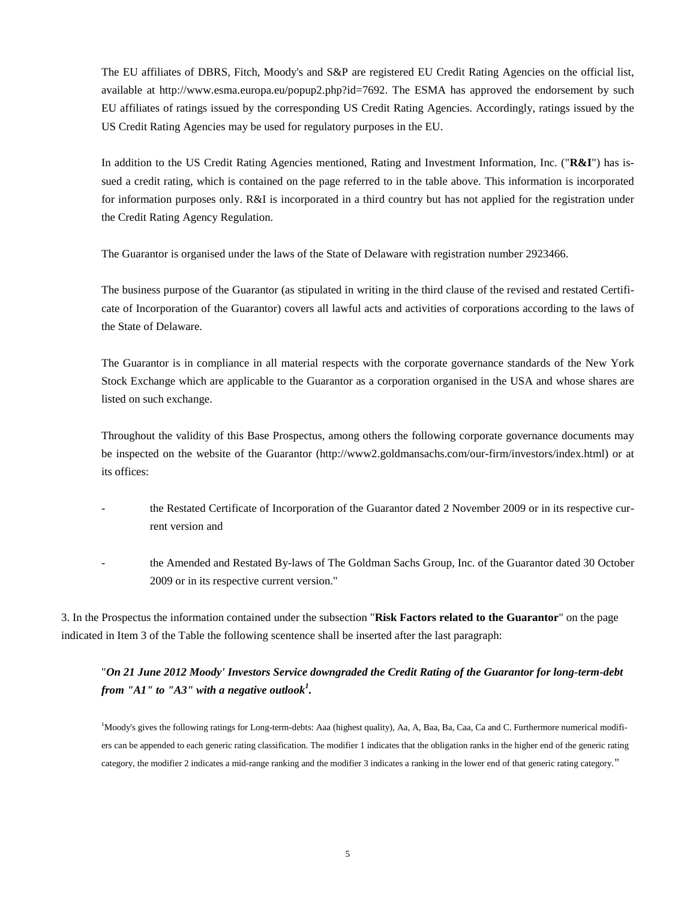The EU affiliates of DBRS, Fitch, Moody's and S&P are registered EU Credit Rating Agencies on the official list, available at http://www.esma.europa.eu/popup2.php?id=7692. The ESMA has approved the endorsement by such EU affiliates of ratings issued by the corresponding US Credit Rating Agencies. Accordingly, ratings issued by the US Credit Rating Agencies may be used for regulatory purposes in the EU.

In addition to the US Credit Rating Agencies mentioned, Rating and Investment Information, Inc. ("**R&I**") has issued a credit rating, which is contained on the page referred to in the table above. This information is incorporated for information purposes only. R&I is incorporated in a third country but has not applied for the registration under the Credit Rating Agency Regulation.

The Guarantor is organised under the laws of the State of Delaware with registration number 2923466.

The business purpose of the Guarantor (as stipulated in writing in the third clause of the revised and restated Certificate of Incorporation of the Guarantor) covers all lawful acts and activities of corporations according to the laws of the State of Delaware.

The Guarantor is in compliance in all material respects with the corporate governance standards of the New York Stock Exchange which are applicable to the Guarantor as a corporation organised in the USA and whose shares are listed on such exchange.

Throughout the validity of this Base Prospectus, among others the following corporate governance documents may be inspected on the website of the Guarantor (http://www2.goldmansachs.com/our-firm/investors/index.html) or at its offices:

- the Restated Certificate of Incorporation of the Guarantor dated 2 November 2009 or in its respective current version and
- the Amended and Restated By-laws of The Goldman Sachs Group, Inc. of the Guarantor dated 30 October 2009 or in its respective current version."

3. In the Prospectus the information contained under the subsection "**Risk Factors related to the Guarantor**" on the page indicated in Item 3 of the Table the following scentence shall be inserted after the last paragraph:

"***On 21 June 2012 Moody' Investors Service downgraded the Credit Rating of the Guarantor for long-term-debt from "A1" to "A3" with a negative outlook[1].***

[1]Moody's gives the following ratings for Long-term-debts: Aaa (highest quality), Aa, A, Baa, Ba, Caa, Ca and C. Furthermore numerical modifiers can be appended to each generic rating classification. The modifier 1 indicates that the obligation ranks in the higher end of the generic rating category, the modifier 2 indicates a mid-range ranking and the modifier 3 indicates a ranking in the lower end of that generic rating category."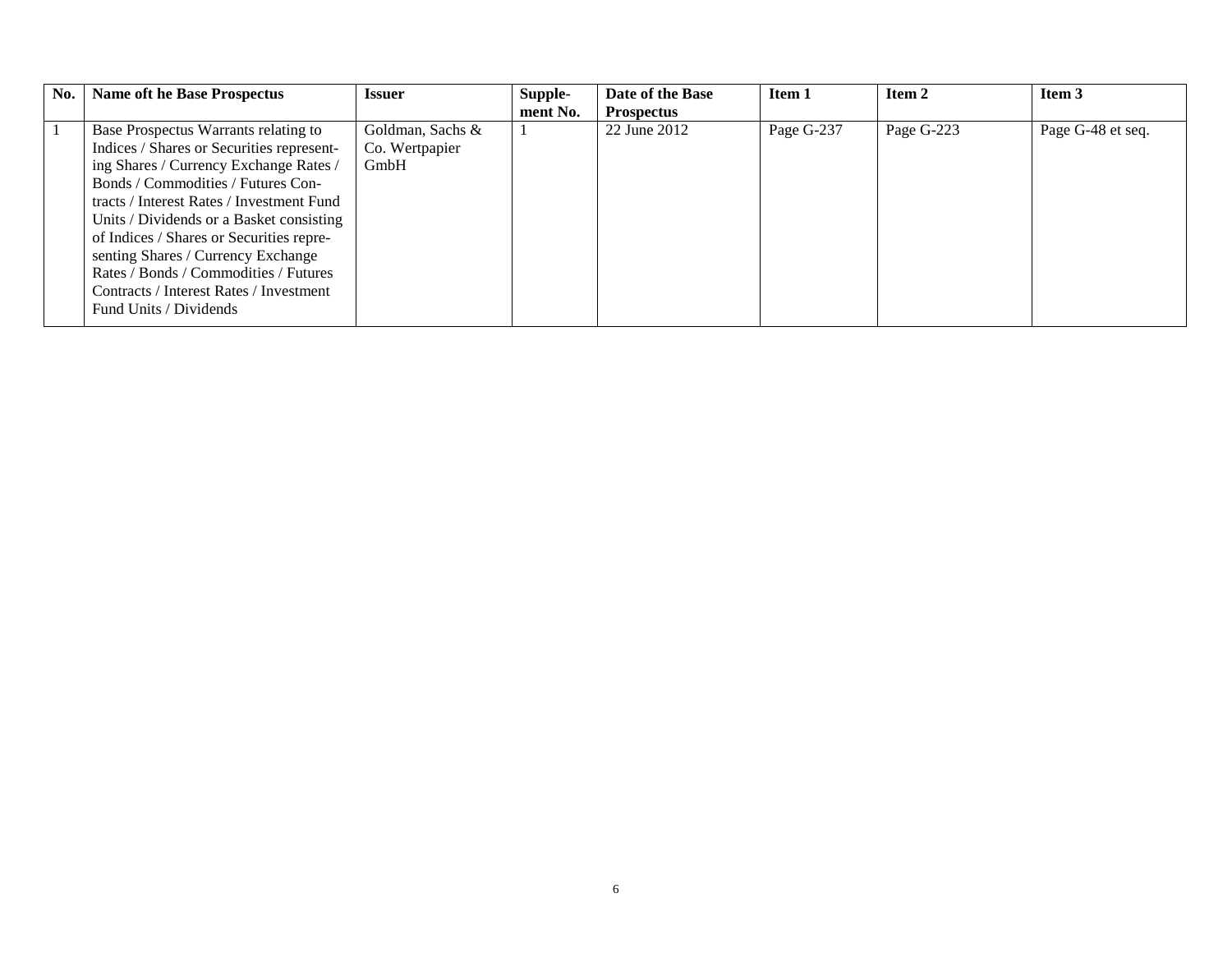| No. | Name oft he Base Prospectus | Issuer | Supple-ment No. | Date of the Base Prospectus | Item 1 | Item 2 | Item 3 |
|---|---|---|---|---|---|---|---|
| 1 | Base Prospectus Warrants relating to Indices / Shares or Securities representing Shares / Currency Exchange Rates / Bonds / Commodities / Futures Contracts / Interest Rates / Investment Fund Units / Dividends or a Basket consisting of Indices / Shares or Securities representing Shares / Currency Exchange Rates / Bonds / Commodities / Futures Contracts / Interest Rates / Investment Fund Units / Dividends | Goldman, Sachs & Co. Wertpapier GmbH | 1 | 22 June 2012 | Page G-237 | Page G-223 | Page G-48 et seq. |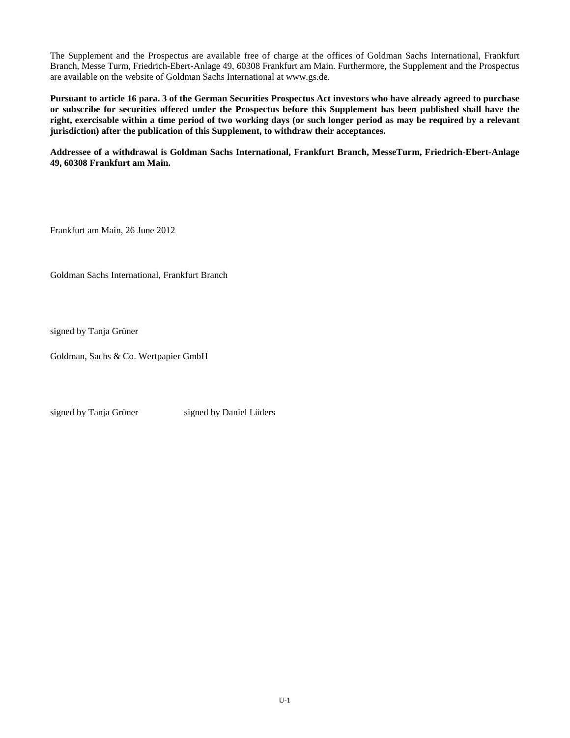The Supplement and the Prospectus are available free of charge at the offices of Goldman Sachs International, Frankfurt Branch, Messe Turm, Friedrich-Ebert-Anlage 49, 60308 Frankfurt am Main. Furthermore, the Supplement and the Prospectus are available on the website of Goldman Sachs International at www.gs.de.

**Pursuant to article 16 para. 3 of the German Securities Prospectus Act investors who have already agreed to purchase or subscribe for securities offered under the Prospectus before this Supplement has been published shall have the right, exercisable within a time period of two working days (or such longer period as may be required by a relevant jurisdiction) after the publication of this Supplement, to withdraw their acceptances.**

**Addressee of a withdrawal is Goldman Sachs International, Frankfurt Branch, MesseTurm, Friedrich-Ebert-Anlage 49, 60308 Frankfurt am Main.**

Frankfurt am Main, 26 June 2012

Goldman Sachs International, Frankfurt Branch

signed by Tanja Grüner

Goldman, Sachs & Co. Wertpapier GmbH

signed by Tanja Grüner signed by Daniel Lüders